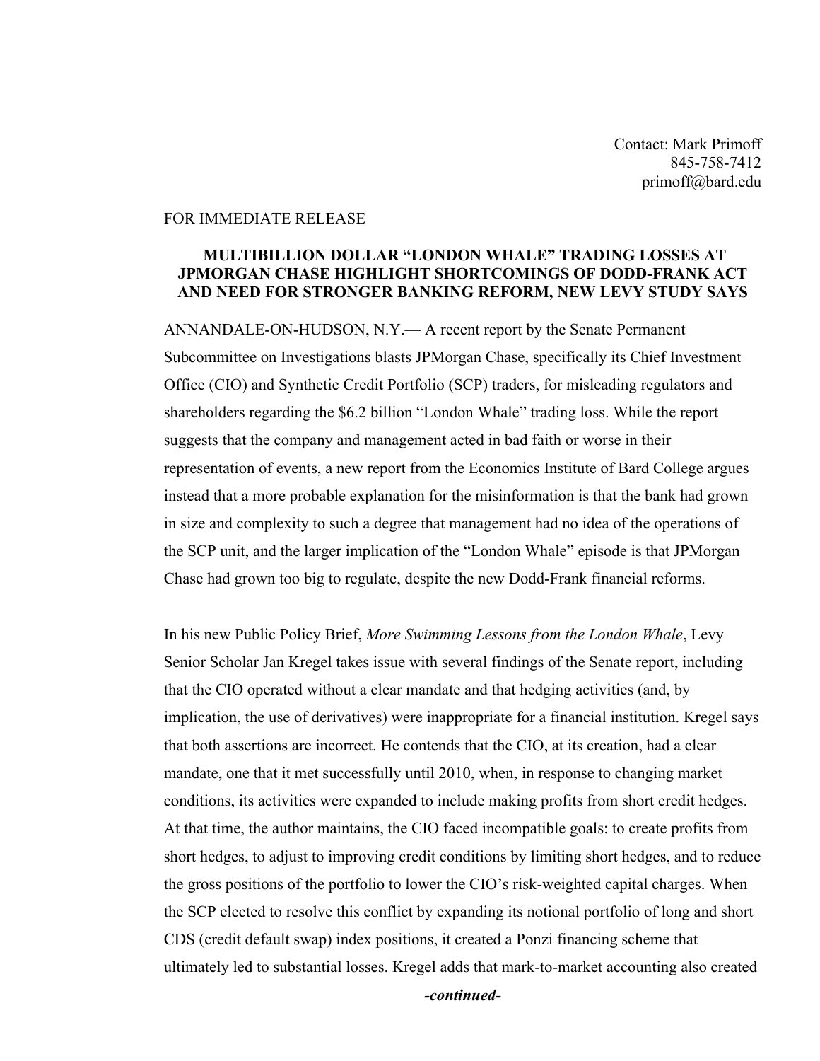Contact: Mark Primoff
845-758-7412
primoff@bard.edu

FOR IMMEDIATE RELEASE

**MULTIBILLION DOLLAR "LONDON WHALE" TRADING LOSSES AT JPMORGAN CHASE HIGHLIGHT SHORTCOMINGS OF DODD-FRANK ACT AND NEED FOR STRONGER BANKING REFORM, NEW LEVY STUDY SAYS**

ANNANDALE-ON-HUDSON, N.Y.— A recent report by the Senate Permanent Subcommittee on Investigations blasts JPMorgan Chase, specifically its Chief Investment Office (CIO) and Synthetic Credit Portfolio (SCP) traders, for misleading regulators and shareholders regarding the $6.2 billion "London Whale" trading loss. While the report suggests that the company and management acted in bad faith or worse in their representation of events, a new report from the Economics Institute of Bard College argues instead that a more probable explanation for the misinformation is that the bank had grown in size and complexity to such a degree that management had no idea of the operations of the SCP unit, and the larger implication of the "London Whale" episode is that JPMorgan Chase had grown too big to regulate, despite the new Dodd-Frank financial reforms.

In his new Public Policy Brief, *More Swimming Lessons from the London Whale*, Levy Senior Scholar Jan Kregel takes issue with several findings of the Senate report, including that the CIO operated without a clear mandate and that hedging activities (and, by implication, the use of derivatives) were inappropriate for a financial institution. Kregel says that both assertions are incorrect. He contends that the CIO, at its creation, had a clear mandate, one that it met successfully until 2010, when, in response to changing market conditions, its activities were expanded to include making profits from short credit hedges. At that time, the author maintains, the CIO faced incompatible goals: to create profits from short hedges, to adjust to improving credit conditions by limiting short hedges, and to reduce the gross positions of the portfolio to lower the CIO's risk-weighted capital charges. When the SCP elected to resolve this conflict by expanding its notional portfolio of long and short CDS (credit default swap) index positions, it created a Ponzi financing scheme that ultimately led to substantial losses. Kregel adds that mark-to-market accounting also created

***-continued-***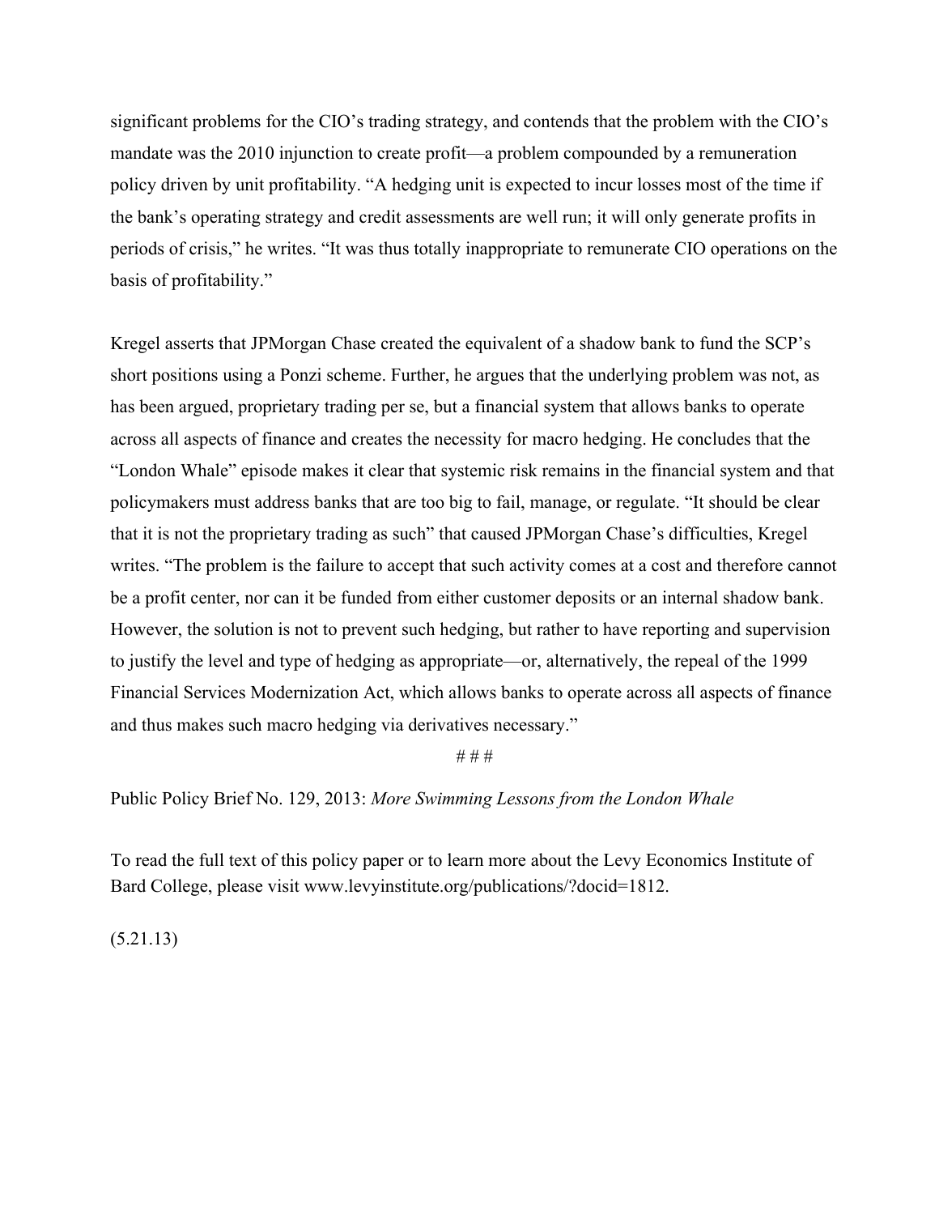significant problems for the CIO's trading strategy, and contends that the problem with the CIO's mandate was the 2010 injunction to create profit—a problem compounded by a remuneration policy driven by unit profitability. "A hedging unit is expected to incur losses most of the time if the bank's operating strategy and credit assessments are well run; it will only generate profits in periods of crisis," he writes. "It was thus totally inappropriate to remunerate CIO operations on the basis of profitability."

Kregel asserts that JPMorgan Chase created the equivalent of a shadow bank to fund the SCP's short positions using a Ponzi scheme. Further, he argues that the underlying problem was not, as has been argued, proprietary trading per se, but a financial system that allows banks to operate across all aspects of finance and creates the necessity for macro hedging. He concludes that the "London Whale" episode makes it clear that systemic risk remains in the financial system and that policymakers must address banks that are too big to fail, manage, or regulate. "It should be clear that it is not the proprietary trading as such" that caused JPMorgan Chase's difficulties, Kregel writes. "The problem is the failure to accept that such activity comes at a cost and therefore cannot be a profit center, nor can it be funded from either customer deposits or an internal shadow bank. However, the solution is not to prevent such hedging, but rather to have reporting and supervision to justify the level and type of hedging as appropriate—or, alternatively, the repeal of the 1999 Financial Services Modernization Act, which allows banks to operate across all aspects of finance and thus makes such macro hedging via derivatives necessary."

# # #

Public Policy Brief No. 129, 2013: *More Swimming Lessons from the London Whale*

To read the full text of this policy paper or to learn more about the Levy Economics Institute of Bard College, please visit www.levyinstitute.org/publications/?docid=1812.

(5.21.13)